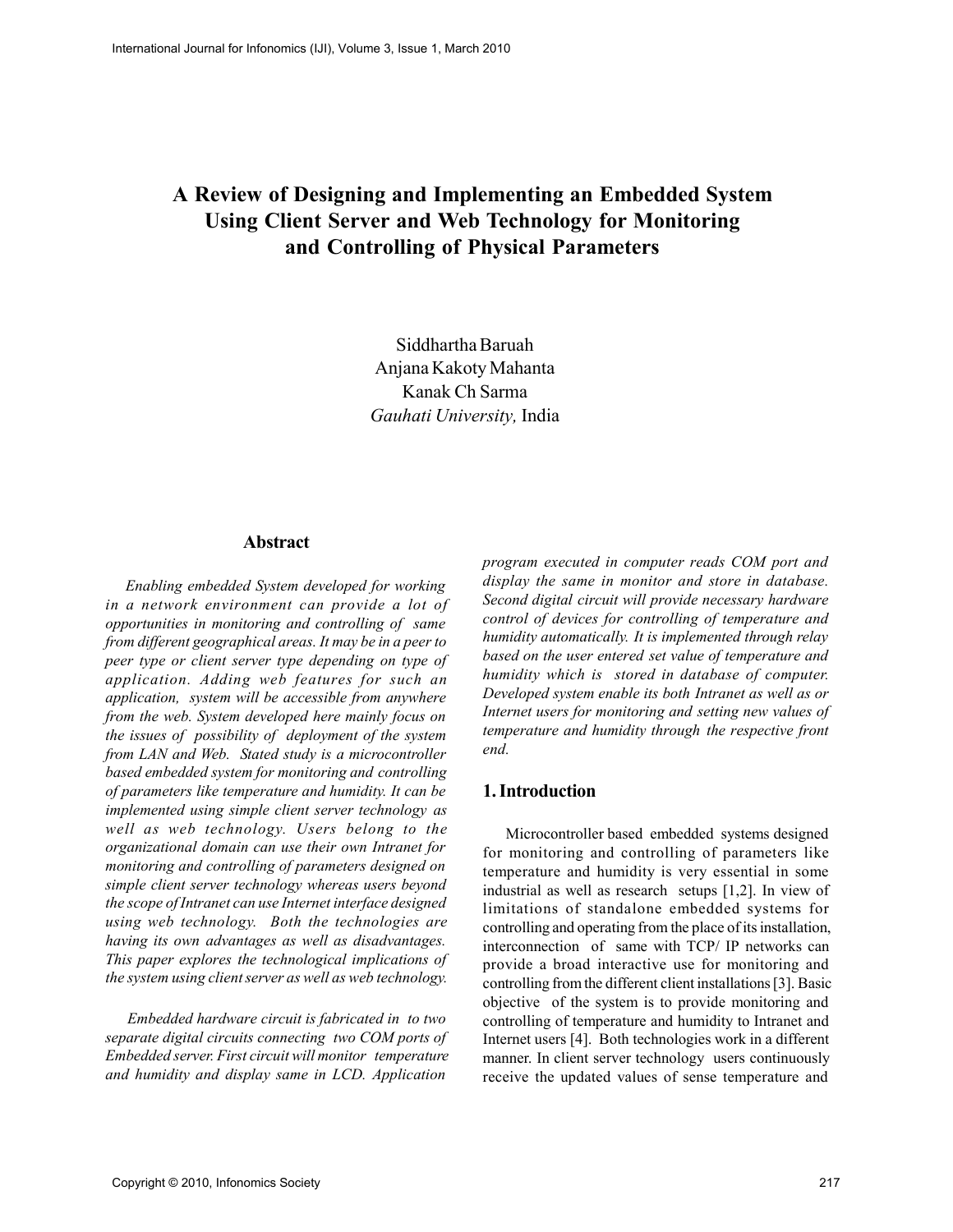# A Review of Designing and Implementing an Embedded System Using Client Server and Web Technology for Monitoring and Controlling of Physical Parameters

Siddhartha Baruah
Anjana Kakoty Mahanta
Kanak Ch Sarma
*Gauhati University,* India

## Abstract

*Enabling embedded System developed for working in a network environment can provide a lot of opportunities in monitoring and controlling of same from different geographical areas. It may be in a peer to peer type or client server type depending on type of application. Adding web features for such an application, system will be accessible from anywhere from the web. System developed here mainly focus on the issues of possibility of deployment of the system from LAN and Web. Stated study is a microcontroller based embedded system for monitoring and controlling of parameters like temperature and humidity. It can be implemented using simple client server technology as well as web technology. Users belong to the organizational domain can use their own Intranet for monitoring and controlling of parameters designed on simple client server technology whereas users beyond the scope of Intranet can use Internet interface designed using web technology. Both the technologies are having its own advantages as well as disadvantages. This paper explores the technological implications of the system using client server as well as web technology.*

*Embedded hardware circuit is fabricated in to two separate digital circuits connecting two COM ports of Embedded server. First circuit will monitor temperature and humidity and display same in LCD. Application program executed in computer reads COM port and display the same in monitor and store in database. Second digital circuit will provide necessary hardware control of devices for controlling of temperature and humidity automatically. It is implemented through relay based on the user entered set value of temperature and humidity which is stored in database of computer. Developed system enable its both Intranet as well as or Internet users for monitoring and setting new values of temperature and humidity through the respective front end.*

## 1. Introduction

Microcontroller based embedded systems designed for monitoring and controlling of parameters like temperature and humidity is very essential in some industrial as well as research setups [1,2]. In view of limitations of standalone embedded systems for controlling and operating from the place of its installation, interconnection of same with TCP/ IP networks can provide a broad interactive use for monitoring and controlling from the different client installations [3]. Basic objective of the system is to provide monitoring and controlling of temperature and humidity to Intranet and Internet users [4]. Both technologies work in a different manner. In client server technology users continuously receive the updated values of sense temperature and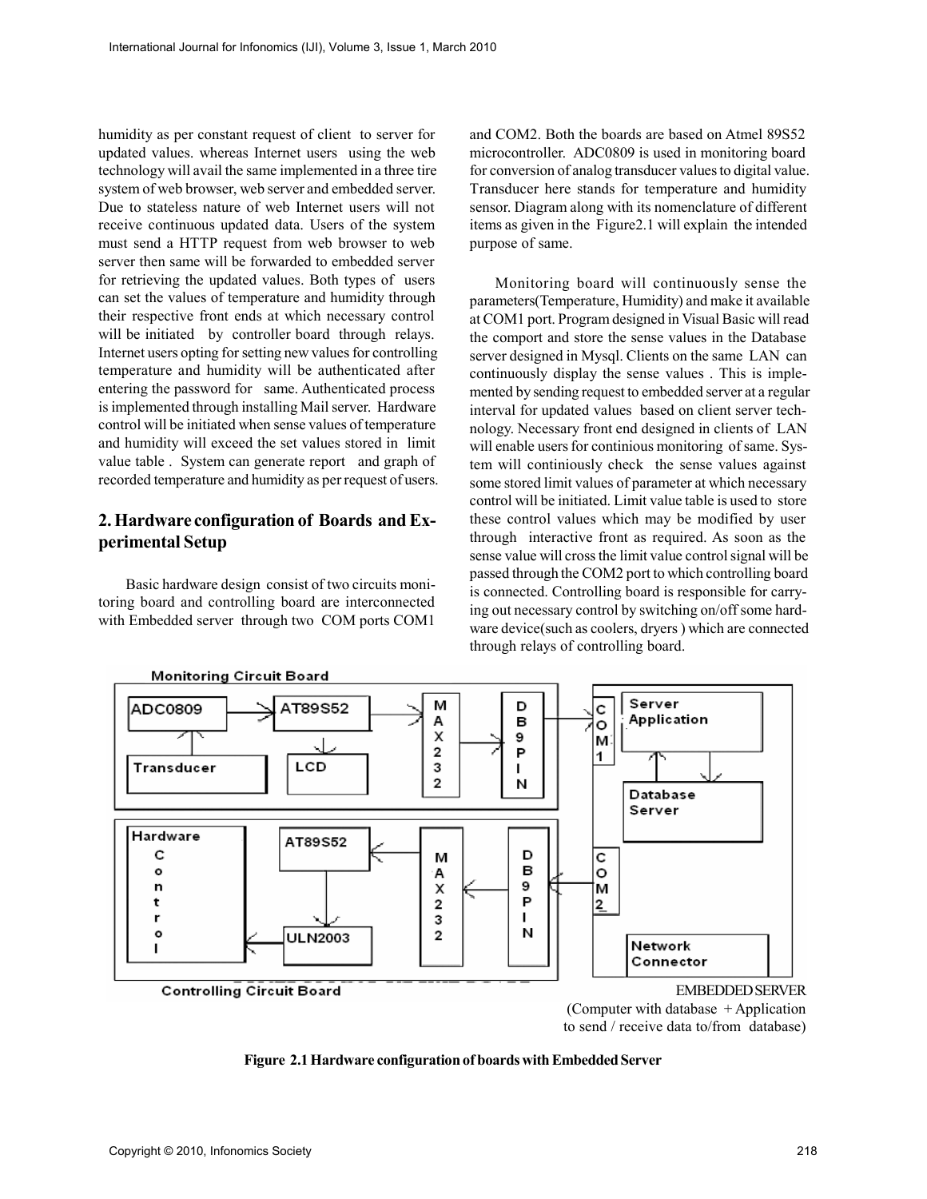humidity as per constant request of client to server for updated values. whereas Internet users using the web technology will avail the same implemented in a three tire system of web browser, web server and embedded server. Due to stateless nature of web Internet users will not receive continuous updated data. Users of the system must send a HTTP request from web browser to web server then same will be forwarded to embedded server for retrieving the updated values. Both types of users can set the values of temperature and humidity through their respective front ends at which necessary control will be initiated by controller board through relays. Internet users opting for setting new values for controlling temperature and humidity will be authenticated after entering the password for same. Authenticated process is implemented through installing Mail server. Hardware control will be initiated when sense values of temperature and humidity will exceed the set values stored in limit value table . System can generate report and graph of recorded temperature and humidity as per request of users.

## 2. Hardware configuration of Boards and Experimental Setup

Basic hardware design consist of two circuits monitoring board and controlling board are interconnected with Embedded server through two COM ports COM1 and COM2. Both the boards are based on Atmel 89S52 microcontroller. ADC0809 is used in monitoring board for conversion of analog transducer values to digital value. Transducer here stands for temperature and humidity sensor. Diagram along with its nomenclature of different items as given in the Figure2.1 will explain the intended purpose of same.

Monitoring board will continuously sense the parameters(Temperature, Humidity) and make it available at COM1 port. Program designed in Visual Basic will read the comport and store the sense values in the Database server designed in Mysql. Clients on the same LAN can continuously display the sense values . This is implemented by sending request to embedded server at a regular interval for updated values based on client server technology. Necessary front end designed in clients of LAN will enable users for continious monitoring of same. System will continiously check the sense values against some stored limit values of parameter at which necessary control will be initiated. Limit value table is used to store these control values which may be modified by user through interactive front as required. As soon as the sense value will cross the limit value control signal will be passed through the COM2 port to which controlling board is connected. Controlling board is responsible for carrying out necessary control by switching on/off some hardware device(such as coolers, dryers ) which are connected through relays of controlling board.

Monitoring Circuit Board

ADC0809, AT89S52, Transducer, LCD, MAX232, DB9PIN, COM1, Server Application, Database Server

Hardware Control, AT89S52, ULN2003, MAX232, DB9PIN, COM2, Network Connector

Controlling Circuit Board

EMBEDDED SERVER
(Computer with database + Application to send / receive data to/from database)

**Figure 2.1 Hardware configuration of boards with Embedded Server**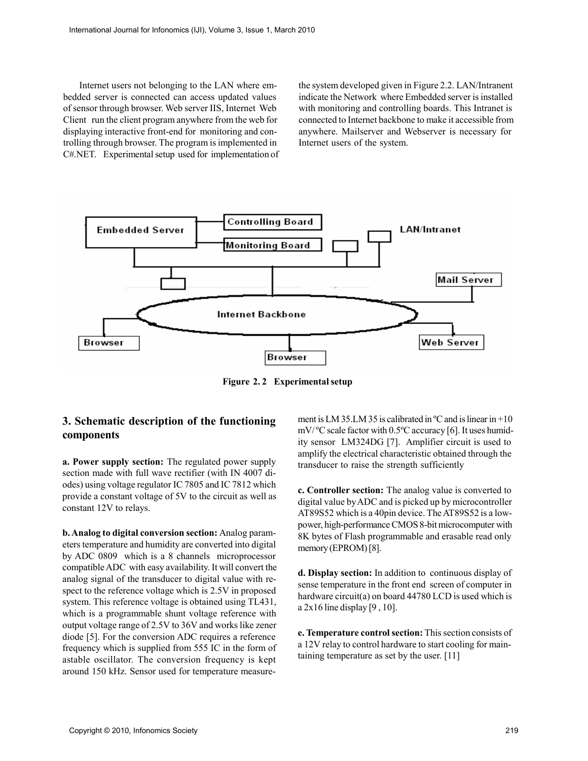Internet users not belonging to the LAN where embedded server is connected can access updated values of sensor through browser. Web server IIS, Internet Web Client run the client program anywhere from the web for displaying interactive front-end for monitoring and controlling through browser. The program is implemented in C#.NET. Experimental setup used for implementation of the system developed given in Figure 2.2. LAN/Intranent indicate the Network where Embedded server is installed with monitoring and controlling boards. This Intranet is connected to Internet backbone to make it accessible from anywhere. Mailserver and Webserver is necessary for Internet users of the system.

**Figure 2. 2 Experimental setup**

## 3. Schematic description of the functioning components

**a. Power supply section:** The regulated power supply section made with full wave rectifier (with IN 4007 diodes) using voltage regulator IC 7805 and IC 7812 which provide a constant voltage of 5V to the circuit as well as constant 12V to relays.

**b. Analog to digital conversion section:** Analog parameters temperature and humidity are converted into digital by ADC 0809 which is a 8 channels microprocessor compatible ADC with easy availability. It will convert the analog signal of the transducer to digital value with respect to the reference voltage which is 2.5V in proposed system. This reference voltage is obtained using TL431, which is a programmable shunt voltage reference with output voltage range of 2.5V to 36V and works like zener diode [5]. For the conversion ADC requires a reference frequency which is supplied from 555 IC in the form of astable oscillator. The conversion frequency is kept around 150 kHz. Sensor used for temperature measurement is LM 35.LM 35 is calibrated in ºC and is linear in +10 mV/ºC scale factor with 0.5ºC accuracy [6]. It uses humidity sensor LM324DG [7]. Amplifier circuit is used to amplify the electrical characteristic obtained through the transducer to raise the strength sufficiently

**c. Controller section:** The analog value is converted to digital value by ADC and is picked up by microcontroller AT89S52 which is a 40pin device. The AT89S52 is a low-power, high-performance CMOS 8-bit microcomputer with 8K bytes of Flash programmable and erasable read only memory (EPROM) [8].

**d. Display section:** In addition to continuous display of sense temperature in the front end screen of computer in hardware circuit(a) on board 44780 LCD is used which is a 2x16 line display [9 , 10].

**e. Temperature control section:** This section consists of a 12V relay to control hardware to start cooling for maintaining temperature as set by the user. [11]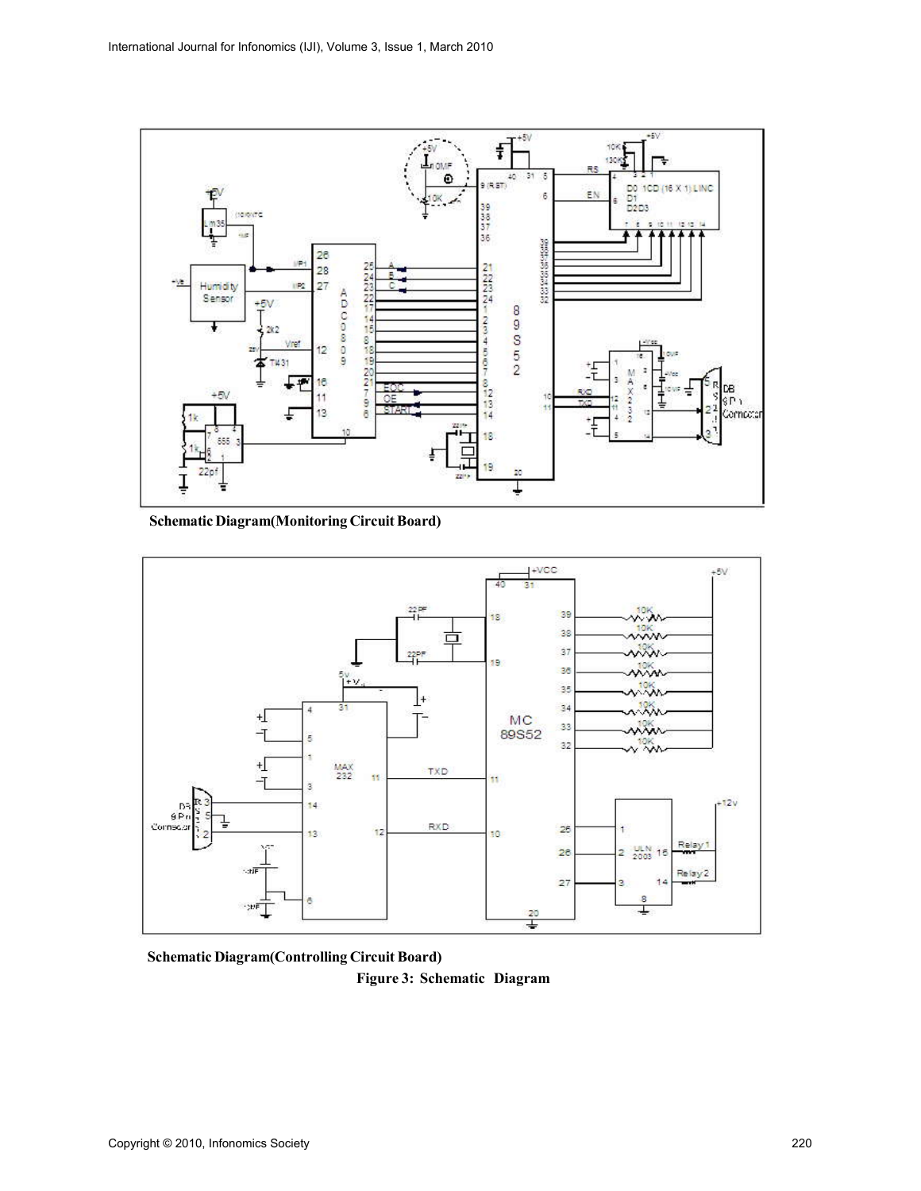**Schematic Diagram(Monitoring Circuit Board)**

**Schematic Diagram(Controlling Circuit Board)**

**Figure 3: Schematic Diagram**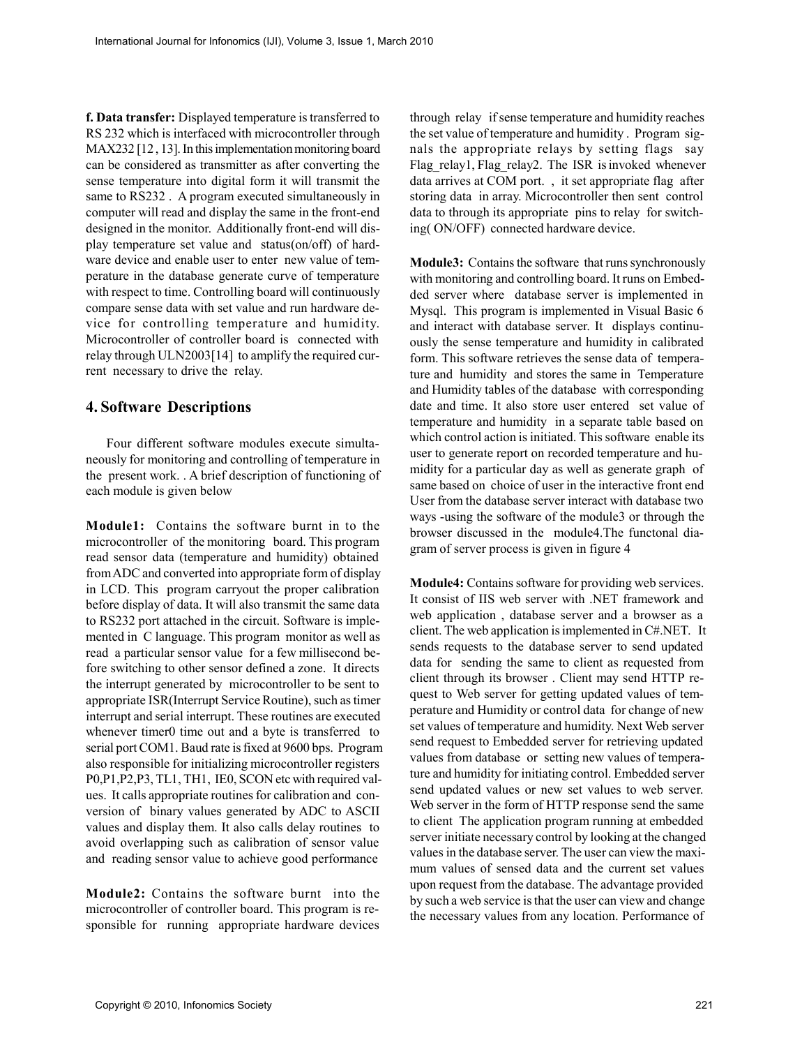**f. Data transfer:** Displayed temperature is transferred to RS 232 which is interfaced with microcontroller through MAX232 [12 , 13]. In this implementation monitoring board can be considered as transmitter as after converting the sense temperature into digital form it will transmit the same to RS232 . A program executed simultaneously in computer will read and display the same in the front-end designed in the monitor. Additionally front-end will display temperature set value and status(on/off) of hardware device and enable user to enter new value of temperature in the database generate curve of temperature with respect to time. Controlling board will continuously compare sense data with set value and run hardware device for controlling temperature and humidity. Microcontroller of controller board is connected with relay through ULN2003[14] to amplify the required current necessary to drive the relay.

## 4. Software Descriptions

Four different software modules execute simultaneously for monitoring and controlling of temperature in the present work. . A brief description of functioning of each module is given below

**Module1:** Contains the software burnt in to the microcontroller of the monitoring board. This program read sensor data (temperature and humidity) obtained from ADC and converted into appropriate form of display in LCD. This program carryout the proper calibration before display of data. It will also transmit the same data to RS232 port attached in the circuit. Software is implemented in C language. This program monitor as well as read a particular sensor value for a few millisecond before switching to other sensor defined a zone. It directs the interrupt generated by microcontroller to be sent to appropriate ISR(Interrupt Service Routine), such as timer interrupt and serial interrupt. These routines are executed whenever timer0 time out and a byte is transferred to serial port COM1. Baud rate is fixed at 9600 bps. Program also responsible for initializing microcontroller registers P0,P1,P2,P3, TL1, TH1, IE0, SCON etc with required values. It calls appropriate routines for calibration and conversion of binary values generated by ADC to ASCII values and display them. It also calls delay routines to avoid overlapping such as calibration of sensor value and reading sensor value to achieve good performance

**Module2:** Contains the software burnt into the microcontroller of controller board. This program is responsible for running appropriate hardware devices through relay if sense temperature and humidity reaches the set value of temperature and humidity . Program signals the appropriate relays by setting flags say Flag_relay1, Flag_relay2. The ISR is invoked whenever data arrives at COM port. , it set appropriate flag after storing data in array. Microcontroller then sent control data to through its appropriate pins to relay for switching( ON/OFF) connected hardware device.

**Module3:** Contains the software that runs synchronously with monitoring and controlling board. It runs on Embedded server where database server is implemented in Mysql. This program is implemented in Visual Basic 6 and interact with database server. It displays continuously the sense temperature and humidity in calibrated form. This software retrieves the sense data of temperature and humidity and stores the same in Temperature and Humidity tables of the database with corresponding date and time. It also store user entered set value of temperature and humidity in a separate table based on which control action is initiated. This software enable its user to generate report on recorded temperature and humidity for a particular day as well as generate graph of same based on choice of user in the interactive front end User from the database server interact with database two ways -using the software of the module3 or through the browser discussed in the module4.The functonal diagram of server process is given in figure 4

**Module4:** Contains software for providing web services. It consist of IIS web server with .NET framework and web application , database server and a browser as a client. The web application is implemented in C#.NET. It sends requests to the database server to send updated data for sending the same to client as requested from client through its browser . Client may send HTTP request to Web server for getting updated values of temperature and Humidity or control data for change of new set values of temperature and humidity. Next Web server send request to Embedded server for retrieving updated values from database or setting new values of temperature and humidity for initiating control. Embedded server send updated values or new set values to web server. Web server in the form of HTTP response send the same to client The application program running at embedded server initiate necessary control by looking at the changed values in the database server. The user can view the maximum values of sensed data and the current set values upon request from the database. The advantage provided by such a web service is that the user can view and change the necessary values from any location. Performance of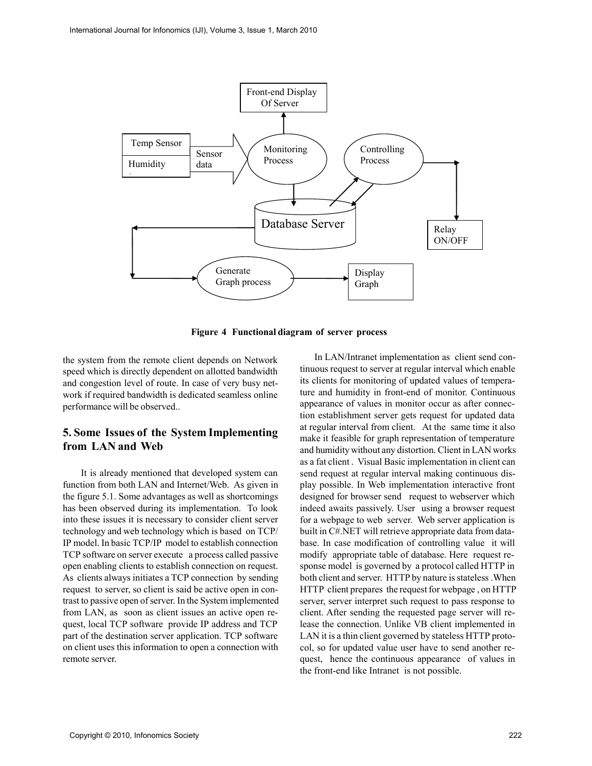**Figure 4 Functional diagram of server process**

the system from the remote client depends on Network speed which is directly dependent on allotted bandwidth and congestion level of route. In case of very busy network if required bandwidth is dedicated seamless online performance will be observed..

## 5. Some Issues of the System Implementing from LAN and Web

It is already mentioned that developed system can function from both LAN and Internet/Web. As given in the figure 5.1. Some advantages as well as shortcomings has been observed during its implementation. To look into these issues it is necessary to consider client server technology and web technology which is based on TCP/IP model. In basic TCP/IP model to establish connection TCP software on server execute a process called passive open enabling clients to establish connection on request. As clients always initiates a TCP connection by sending request to server, so client is said be active open in contrast to passive open of server. In the System implemented from LAN, as soon as client issues an active open request, local TCP software provide IP address and TCP part of the destination server application. TCP software on client uses this information to open a connection with remote server.

In LAN/Intranet implementation as client send continuous request to server at regular interval which enable its clients for monitoring of updated values of temperature and humidity in front-end of monitor. Continuous appearance of values in monitor occur as after connection establishment server gets request for updated data at regular interval from client. At the same time it also make it feasible for graph representation of temperature and humidity without any distortion. Client in LAN works as a fat client . Visual Basic implementation in client can send request at regular interval making continuous display possible. In Web implementation interactive front designed for browser send request to webserver which indeed awaits passively. User using a browser request for a webpage to web server. Web server application is built in C#.NET will retrieve appropriate data from database. In case modification of controlling value it will modify appropriate table of database. Here request response model is governed by a protocol called HTTP in both client and server. HTTP by nature is stateless .When HTTP client prepares the request for webpage , on HTTP server, server interpret such request to pass response to client. After sending the requested page server will release the connection. Unlike VB client implemented in LAN it is a thin client governed by stateless HTTP protocol, so for updated value user have to send another request, hence the continuous appearance of values in the front-end like Intranet is not possible.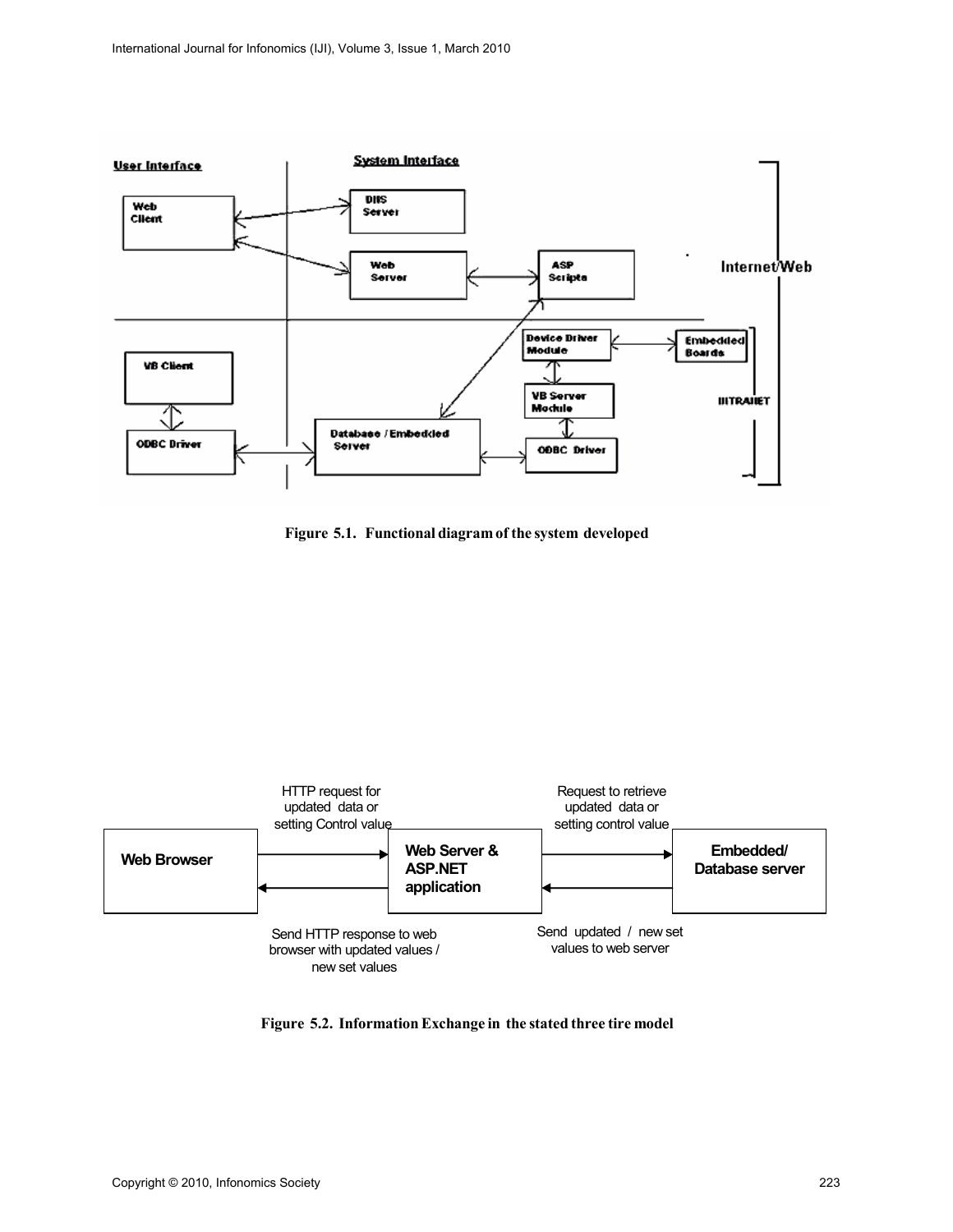Figure 5.1. Functional diagram of the system developed

Figure 5.2. Information Exchange in the stated three tire model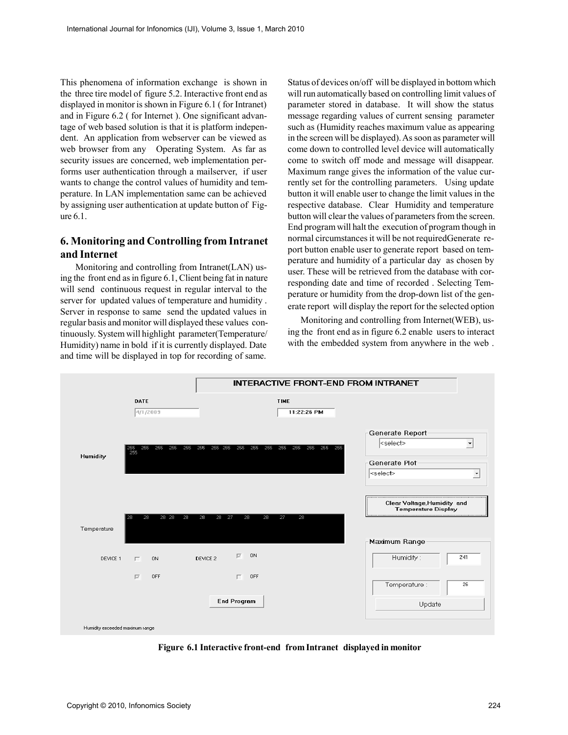This phenomena of information exchange is shown in the three tire model of figure 5.2. Interactive front end as displayed in monitor is shown in Figure 6.1 ( for Intranet) and in Figure 6.2 ( for Internet ). One significant advantage of web based solution is that it is platform independent. An application from webserver can be viewed as web browser from any Operating System. As far as security issues are concerned, web implementation performs user authentication through a mailserver, if user wants to change the control values of humidity and temperature. In LAN implementation same can be achieved by assigning user authentication at update button of Figure 6.1.

## 6. Monitoring and Controlling from Intranet and Internet

Monitoring and controlling from Intranet(LAN) using the front end as in figure 6.1, Client being fat in nature will send continuous request in regular interval to the server for updated values of temperature and humidity . Server in response to same send the updated values in regular basis and monitor will displayed these values continuously. System will highlight parameter(Temperature/ Humidity) name in bold if it is currently displayed. Date and time will be displayed in top for recording of same. Status of devices on/off will be displayed in bottom which will run automatically based on controlling limit values of parameter stored in database. It will show the status message regarding values of current sensing parameter such as (Humidity reaches maximum value as appearing in the screen will be displayed). As soon as parameter will come down to controlled level device will automatically come to switch off mode and message will disappear. Maximum range gives the information of the value currently set for the controlling parameters. Using update button it will enable user to change the limit values in the respective database. Clear Humidity and temperature button will clear the values of parameters from the screen. End program will halt the execution of program though in normal circumstances it will be not requiredGenerate report button enable user to generate report based on temperature and humidity of a particular day as chosen by user. These will be retrieved from the database with corresponding date and time of recorded . Selecting Temperature or humidity from the drop-down list of the generate report will display the report for the selected option

Monitoring and controlling from Internet(WEB), using the front end as in figure 6.2 enable users to interact with the embedded system from anywhere in the web .

**Figure 6.1 Interactive front-end from Intranet displayed in monitor**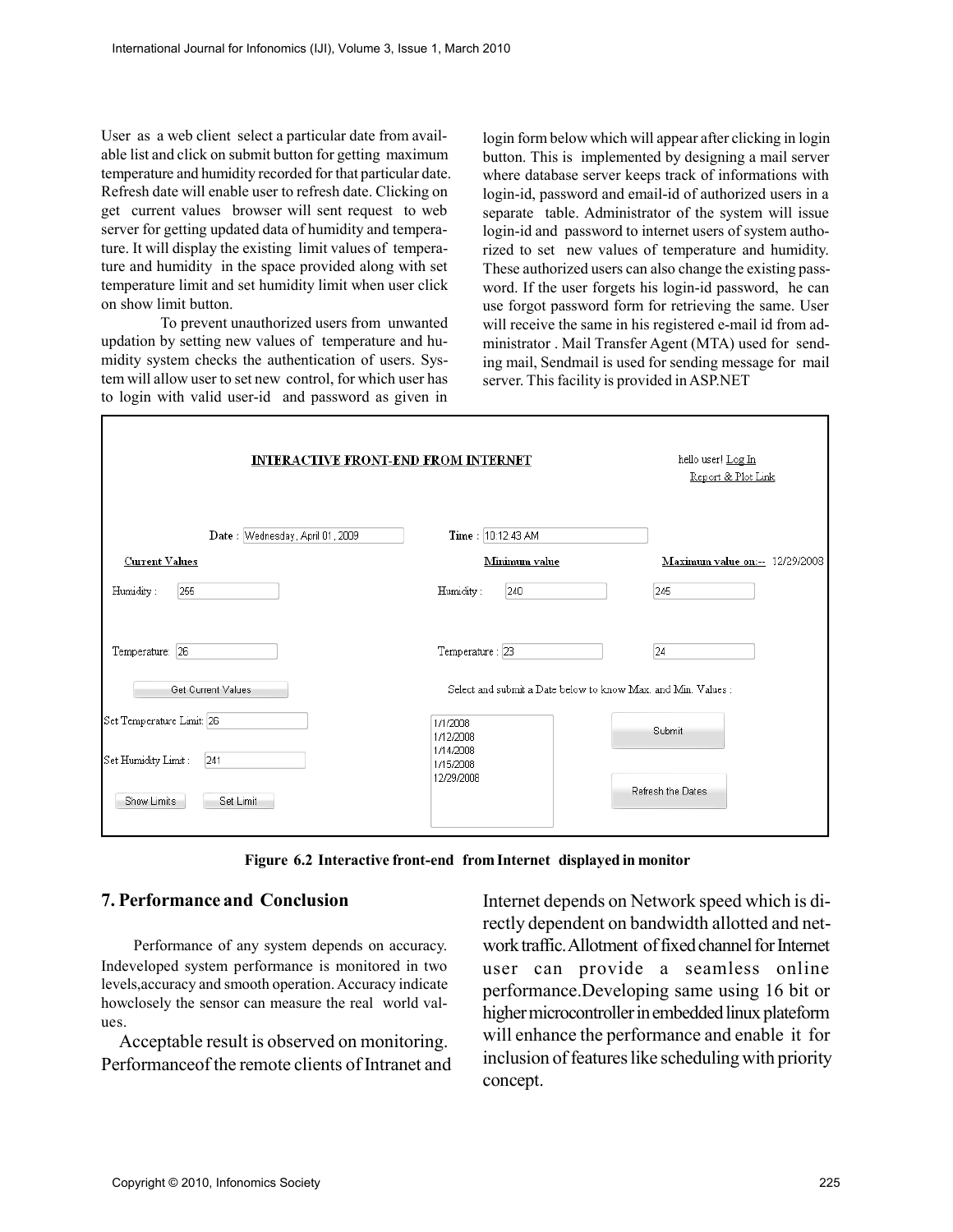User as a web client select a particular date from available list and click on submit button for getting maximum temperature and humidity recorded for that particular date. Refresh date will enable user to refresh date. Clicking on get current values browser will sent request to web server for getting updated data of humidity and temperature. It will display the existing limit values of temperature and humidity in the space provided along with set temperature limit and set humidity limit when user click on show limit button.

To prevent unauthorized users from unwanted updation by setting new values of temperature and humidity system checks the authentication of users. System will allow user to set new control, for which user has to login with valid user-id and password as given in login form below which will appear after clicking in login button. This is implemented by designing a mail server where database server keeps track of informations with login-id, password and email-id of authorized users in a separate table. Administrator of the system will issue login-id and password to internet users of system authorized to set new values of temperature and humidity. These authorized users can also change the existing password. If the user forgets his login-id password, he can use forgot password form for retrieving the same. User will receive the same in his registered e-mail id from administrator . Mail Transfer Agent (MTA) used for sending mail, Sendmail is used for sending message for mail server. This facility is provided in ASP.NET

INTERACTIVE FRONT-END FROM INTERNET

hello user! Log In
Report & Plot Link

Date : Wednesday, April 01, 2009 Time : 10:12:43 AM

| Current Values | | Minimum value | | Maximum value on:-- 12/29/2008 |
|---|---|---|---|---|
| Humidity : | 255 | Humidity : | 240 | 245 |
| Temperature: | 26 | Temperature : | 23 | 24 |

Get Current Values

Select and submit a Date below to know Max. and Min. Values :

Set Temperature Limit: 26

Set Humidity Limit : 241

Show Limits | Set Limit

1/1/2008
1/12/2008
1/14/2008
1/15/2008
12/29/2008

Submit

Refresh the Dates

**Figure 6.2 Interactive front-end from Internet displayed in monitor**

## 7. Performance and Conclusion

Performance of any system depends on accuracy. Indeveloped system performance is monitored in two levels,accuracy and smooth operation. Accuracy indicate howclosely the sensor can measure the real world values.

Acceptable result is observed on monitoring. Performanceof the remote clients of Intranet and Internet depends on Network speed which is directly dependent on bandwidth allotted and network traffic. Allotment of fixed channel for Internet user can provide a seamless online performance.Developing same using 16 bit or higher microcontroller in embedded linux plateform will enhance the performance and enable it for inclusion of features like scheduling with priority concept.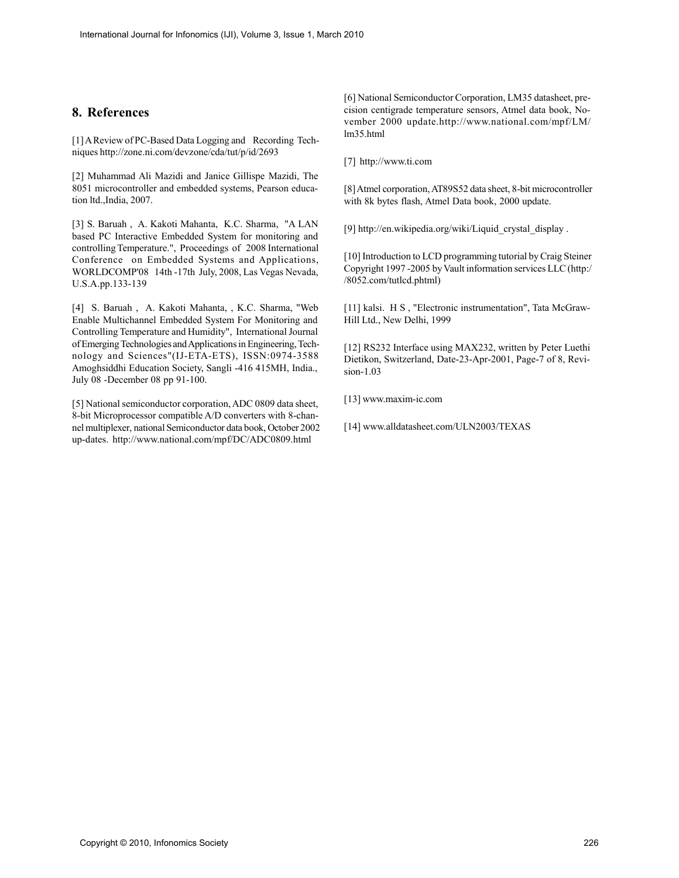## 8. References

[1] A Review of PC-Based Data Logging and Recording Techniques http://zone.ni.com/devzone/cda/tut/p/id/2693

[2] Muhammad Ali Mazidi and Janice Gillispe Mazidi, The 8051 microcontroller and embedded systems, Pearson education ltd.,India, 2007.

[3] S. Baruah , A. Kakoti Mahanta, K.C. Sharma, "A LAN based PC Interactive Embedded System for monitoring and controlling Temperature.", Proceedings of 2008 International Conference on Embedded Systems and Applications, WORLDCOMP'08 14th -17th July, 2008, Las Vegas Nevada, U.S.A.pp.133-139

[4] S. Baruah , A. Kakoti Mahanta, , K.C. Sharma, "Web Enable Multichannel Embedded System For Monitoring and Controlling Temperature and Humidity", International Journal of Emerging Technologies and Applications in Engineering, Technology and Sciences"(IJ-ETA-ETS), ISSN:0974-3588 Amoghsiddhi Education Society, Sangli -416 415MH, India., July 08 -December 08 pp 91-100.

[5] National semiconductor corporation, ADC 0809 data sheet, 8-bit Microprocessor compatible A/D converters with 8-channel multiplexer, national Semiconductor data book, October 2002 up-dates. http://www.national.com/mpf/DC/ADC0809.html

[6] National Semiconductor Corporation, LM35 datasheet, precision centigrade temperature sensors, Atmel data book, November 2000 update.http://www.national.com/mpf/LM/lm35.html

[7] http://www.ti.com

[8] Atmel corporation, AT89S52 data sheet, 8-bit microcontroller with 8k bytes flash, Atmel Data book, 2000 update.

[9] http://en.wikipedia.org/wiki/Liquid_crystal_display .

[10] Introduction to LCD programming tutorial by Craig Steiner Copyright 1997 -2005 by Vault information services LLC (http://8052.com/tutlcd.phtml)

[11] kalsi. H S , "Electronic instrumentation", Tata McGraw-Hill Ltd., New Delhi, 1999

[12] RS232 Interface using MAX232, written by Peter Luethi Dietikon, Switzerland, Date-23-Apr-2001, Page-7 of 8, Revision-1.03

[13] www.maxim-ic.com

[14] www.alldatasheet.com/ULN2003/TEXAS